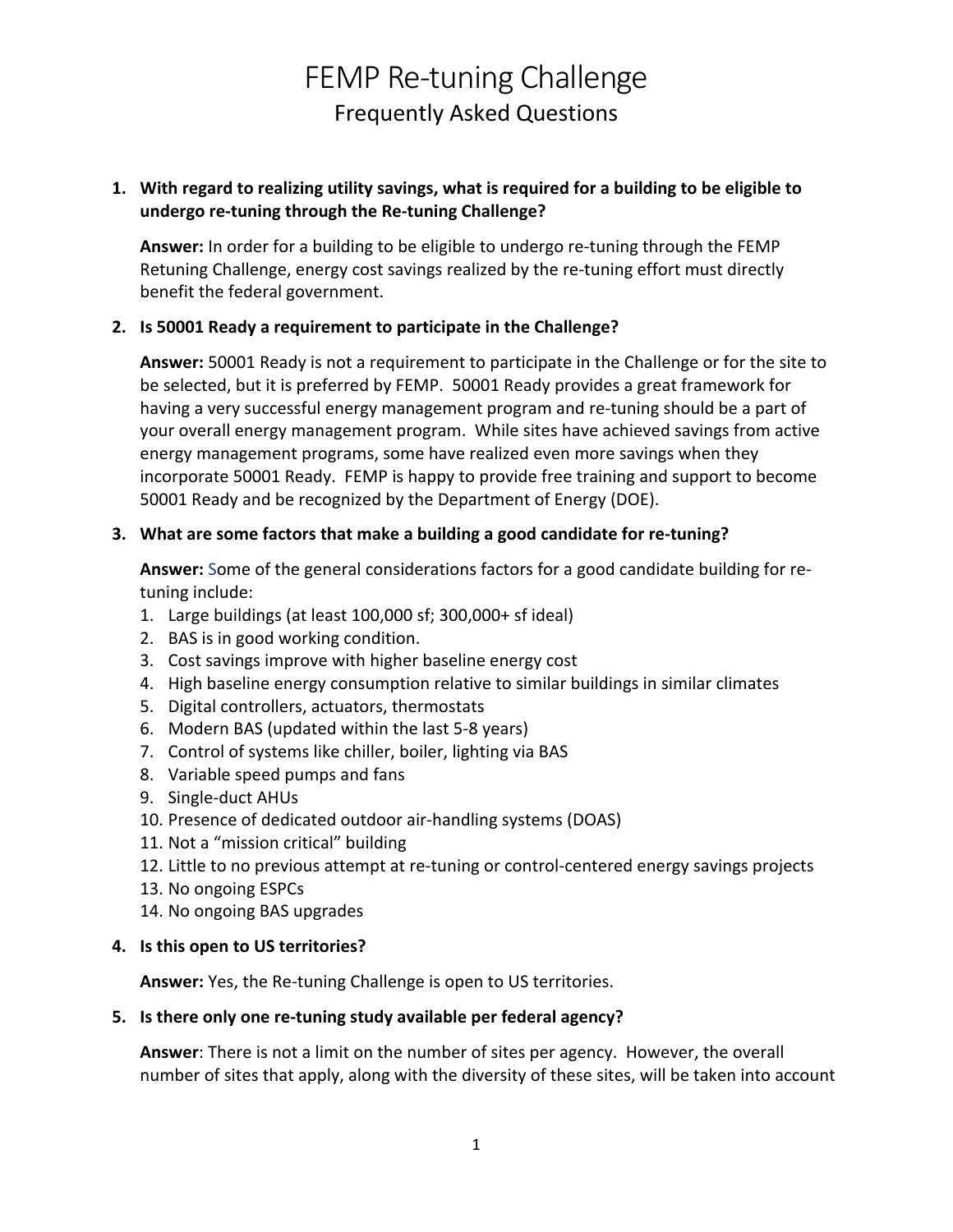# FEMP Re-tuning Challenge

## Frequently Asked Questions

1. **With regard to realizing utility savings, what is required for a building to be eligible to undergo re-tuning through the Re-tuning Challenge?**

   **Answer:** In order for a building to be eligible to undergo re-tuning through the FEMP Retuning Challenge, energy cost savings realized by the re-tuning effort must directly benefit the federal government.

2. **Is 50001 Ready a requirement to participate in the Challenge?**

   **Answer:** 50001 Ready is not a requirement to participate in the Challenge or for the site to be selected, but it is preferred by FEMP. 50001 Ready provides a great framework for having a very successful energy management program and re-tuning should be a part of your overall energy management program. While sites have achieved savings from active energy management programs, some have realized even more savings when they incorporate 50001 Ready. FEMP is happy to provide free training and support to become 50001 Ready and be recognized by the Department of Energy (DOE).

3. **What are some factors that make a building a good candidate for re-tuning?**

   **Answer:** Some of the general considerations factors for a good candidate building for re-tuning include:

   1. Large buildings (at least 100,000 sf; 300,000+ sf ideal)
   2. BAS is in good working condition.
   3. Cost savings improve with higher baseline energy cost
   4. High baseline energy consumption relative to similar buildings in similar climates
   5. Digital controllers, actuators, thermostats
   6. Modern BAS (updated within the last 5-8 years)
   7. Control of systems like chiller, boiler, lighting via BAS
   8. Variable speed pumps and fans
   9. Single-duct AHUs
   10. Presence of dedicated outdoor air-handling systems (DOAS)
   11. Not a "mission critical" building
   12. Little to no previous attempt at re-tuning or control-centered energy savings projects
   13. No ongoing ESPCs
   14. No ongoing BAS upgrades

4. **Is this open to US territories?**

   **Answer:** Yes, the Re-tuning Challenge is open to US territories.

5. **Is there only one re-tuning study available per federal agency?**

   **Answer**: There is not a limit on the number of sites per agency. However, the overall number of sites that apply, along with the diversity of these sites, will be taken into account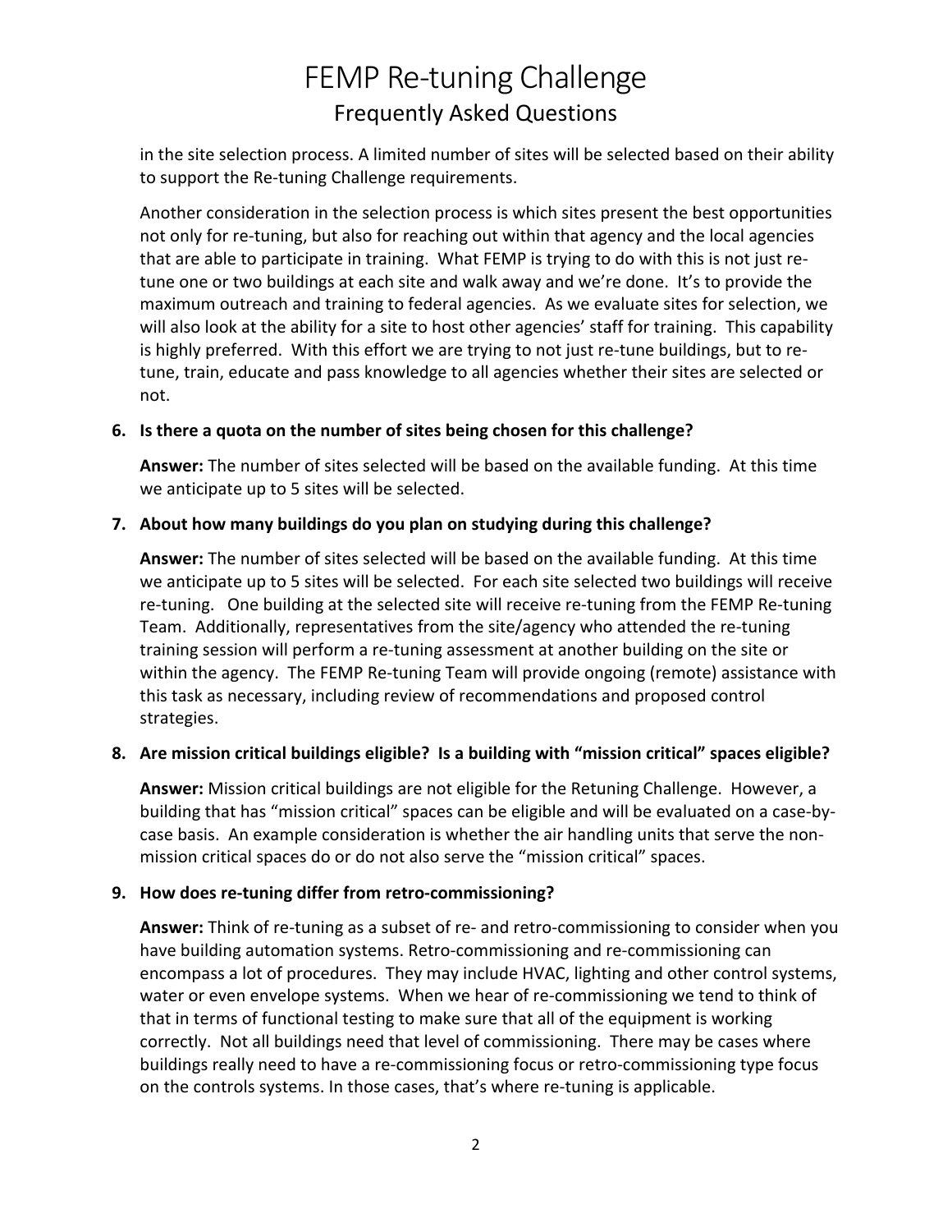in the site selection process. A limited number of sites will be selected based on their ability to support the Re-tuning Challenge requirements.

Another consideration in the selection process is which sites present the best opportunities not only for re-tuning, but also for reaching out within that agency and the local agencies that are able to participate in training. What FEMP is trying to do with this is not just re-tune one or two buildings at each site and walk away and we're done. It's to provide the maximum outreach and training to federal agencies. As we evaluate sites for selection, we will also look at the ability for a site to host other agencies' staff for training. This capability is highly preferred. With this effort we are trying to not just re-tune buildings, but to re-tune, train, educate and pass knowledge to all agencies whether their sites are selected or not.

6. **Is there a quota on the number of sites being chosen for this challenge?**

   **Answer:** The number of sites selected will be based on the available funding. At this time we anticipate up to 5 sites will be selected.

7. **About how many buildings do you plan on studying during this challenge?**

   **Answer:** The number of sites selected will be based on the available funding. At this time we anticipate up to 5 sites will be selected. For each site selected two buildings will receive re-tuning. One building at the selected site will receive re-tuning from the FEMP Re-tuning Team. Additionally, representatives from the site/agency who attended the re-tuning training session will perform a re-tuning assessment at another building on the site or within the agency. The FEMP Re-tuning Team will provide ongoing (remote) assistance with this task as necessary, including review of recommendations and proposed control strategies.

8. **Are mission critical buildings eligible? Is a building with "mission critical" spaces eligible?**

   **Answer:** Mission critical buildings are not eligible for the Retuning Challenge. However, a building that has "mission critical" spaces can be eligible and will be evaluated on a case-by-case basis. An example consideration is whether the air handling units that serve the non-mission critical spaces do or do not also serve the "mission critical" spaces.

9. **How does re-tuning differ from retro-commissioning?**

   **Answer:** Think of re-tuning as a subset of re- and retro-commissioning to consider when you have building automation systems. Retro-commissioning and re-commissioning can encompass a lot of procedures. They may include HVAC, lighting and other control systems, water or even envelope systems. When we hear of re-commissioning we tend to think of that in terms of functional testing to make sure that all of the equipment is working correctly. Not all buildings need that level of commissioning. There may be cases where buildings really need to have a re-commissioning focus or retro-commissioning type focus on the controls systems. In those cases, that's where re-tuning is applicable.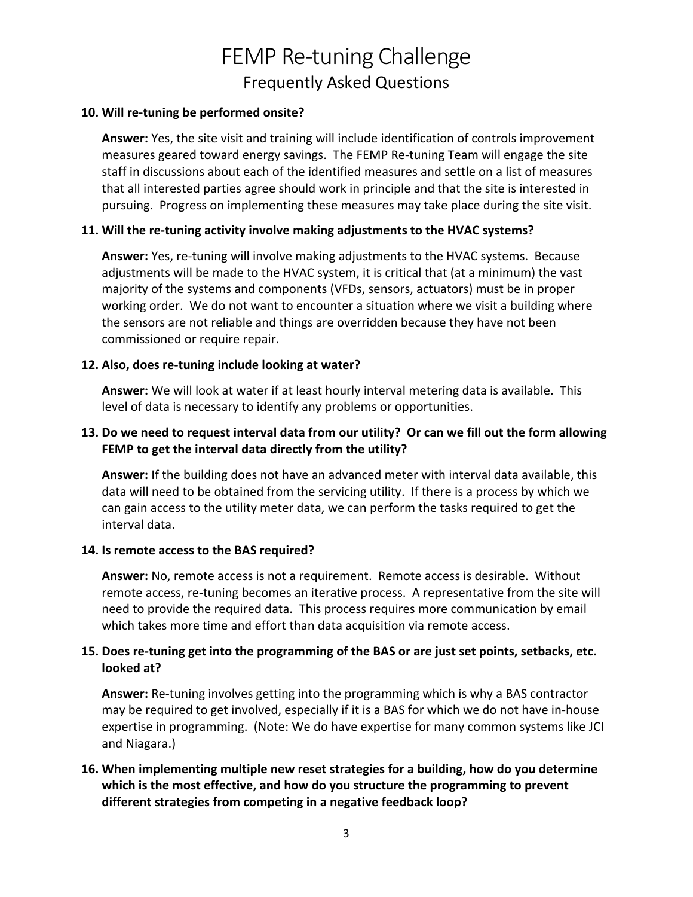# FEMP Re-tuning Challenge

## Frequently Asked Questions

**10. Will re-tuning be performed onsite?**

**Answer:** Yes, the site visit and training will include identification of controls improvement measures geared toward energy savings. The FEMP Re-tuning Team will engage the site staff in discussions about each of the identified measures and settle on a list of measures that all interested parties agree should work in principle and that the site is interested in pursuing. Progress on implementing these measures may take place during the site visit.

**11. Will the re-tuning activity involve making adjustments to the HVAC systems?**

**Answer:** Yes, re-tuning will involve making adjustments to the HVAC systems. Because adjustments will be made to the HVAC system, it is critical that (at a minimum) the vast majority of the systems and components (VFDs, sensors, actuators) must be in proper working order. We do not want to encounter a situation where we visit a building where the sensors are not reliable and things are overridden because they have not been commissioned or require repair.

**12. Also, does re-tuning include looking at water?**

**Answer:** We will look at water if at least hourly interval metering data is available. This level of data is necessary to identify any problems or opportunities.

**13. Do we need to request interval data from our utility? Or can we fill out the form allowing FEMP to get the interval data directly from the utility?**

**Answer:** If the building does not have an advanced meter with interval data available, this data will need to be obtained from the servicing utility. If there is a process by which we can gain access to the utility meter data, we can perform the tasks required to get the interval data.

**14. Is remote access to the BAS required?**

**Answer:** No, remote access is not a requirement. Remote access is desirable. Without remote access, re-tuning becomes an iterative process. A representative from the site will need to provide the required data. This process requires more communication by email which takes more time and effort than data acquisition via remote access.

**15. Does re-tuning get into the programming of the BAS or are just set points, setbacks, etc. looked at?**

**Answer:** Re-tuning involves getting into the programming which is why a BAS contractor may be required to get involved, especially if it is a BAS for which we do not have in-house expertise in programming. (Note: We do have expertise for many common systems like JCI and Niagara.)

**16. When implementing multiple new reset strategies for a building, how do you determine which is the most effective, and how do you structure the programming to prevent different strategies from competing in a negative feedback loop?**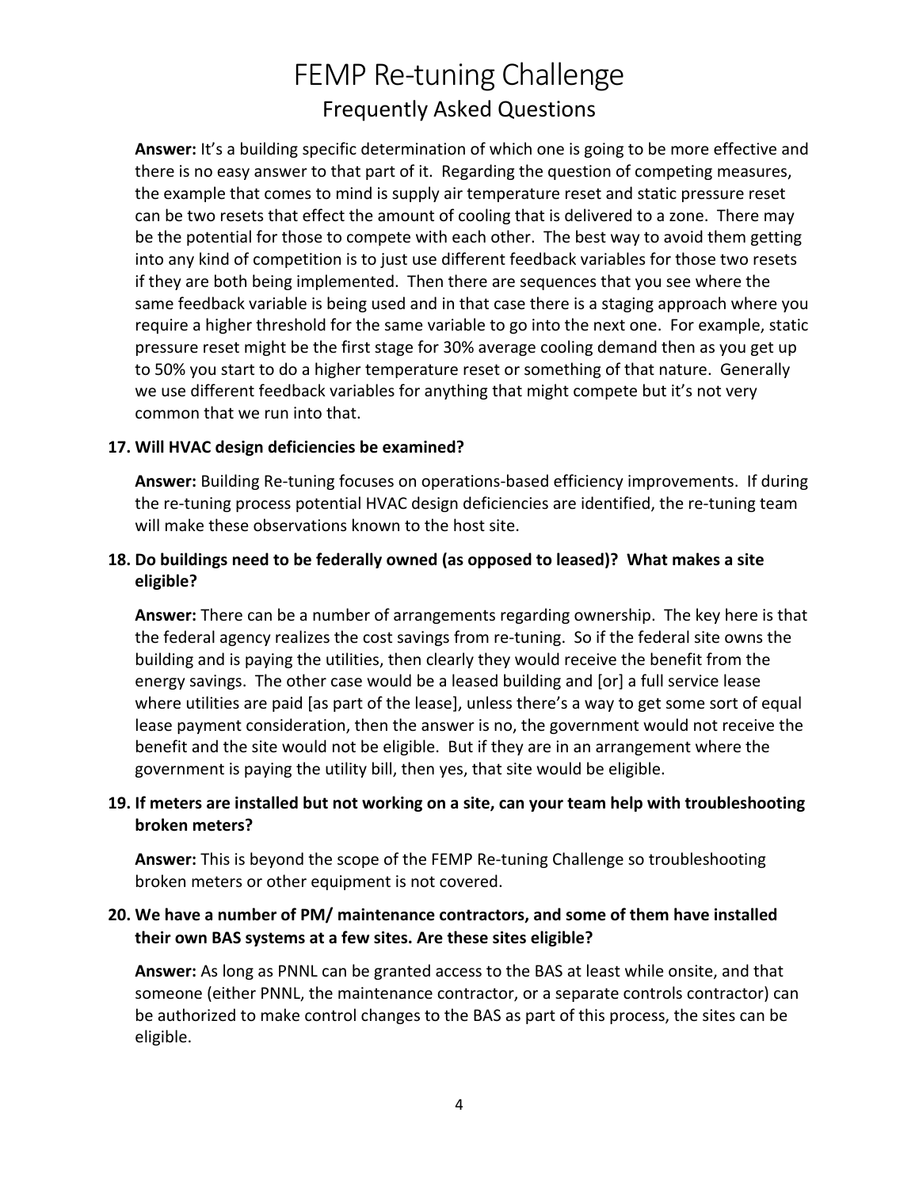**Answer:** It's a building specific determination of which one is going to be more effective and there is no easy answer to that part of it. Regarding the question of competing measures, the example that comes to mind is supply air temperature reset and static pressure reset can be two resets that effect the amount of cooling that is delivered to a zone. There may be the potential for those to compete with each other. The best way to avoid them getting into any kind of competition is to just use different feedback variables for those two resets if they are both being implemented. Then there are sequences that you see where the same feedback variable is being used and in that case there is a staging approach where you require a higher threshold for the same variable to go into the next one. For example, static pressure reset might be the first stage for 30% average cooling demand then as you get up to 50% you start to do a higher temperature reset or something of that nature. Generally we use different feedback variables for anything that might compete but it's not very common that we run into that.

**17. Will HVAC design deficiencies be examined?**

**Answer:** Building Re-tuning focuses on operations-based efficiency improvements. If during the re-tuning process potential HVAC design deficiencies are identified, the re-tuning team will make these observations known to the host site.

**18. Do buildings need to be federally owned (as opposed to leased)? What makes a site eligible?**

**Answer:** There can be a number of arrangements regarding ownership. The key here is that the federal agency realizes the cost savings from re-tuning. So if the federal site owns the building and is paying the utilities, then clearly they would receive the benefit from the energy savings. The other case would be a leased building and [or] a full service lease where utilities are paid [as part of the lease], unless there's a way to get some sort of equal lease payment consideration, then the answer is no, the government would not receive the benefit and the site would not be eligible. But if they are in an arrangement where the government is paying the utility bill, then yes, that site would be eligible.

**19. If meters are installed but not working on a site, can your team help with troubleshooting broken meters?**

**Answer:** This is beyond the scope of the FEMP Re-tuning Challenge so troubleshooting broken meters or other equipment is not covered.

**20. We have a number of PM/ maintenance contractors, and some of them have installed their own BAS systems at a few sites. Are these sites eligible?**

**Answer:** As long as PNNL can be granted access to the BAS at least while onsite, and that someone (either PNNL, the maintenance contractor, or a separate controls contractor) can be authorized to make control changes to the BAS as part of this process, the sites can be eligible.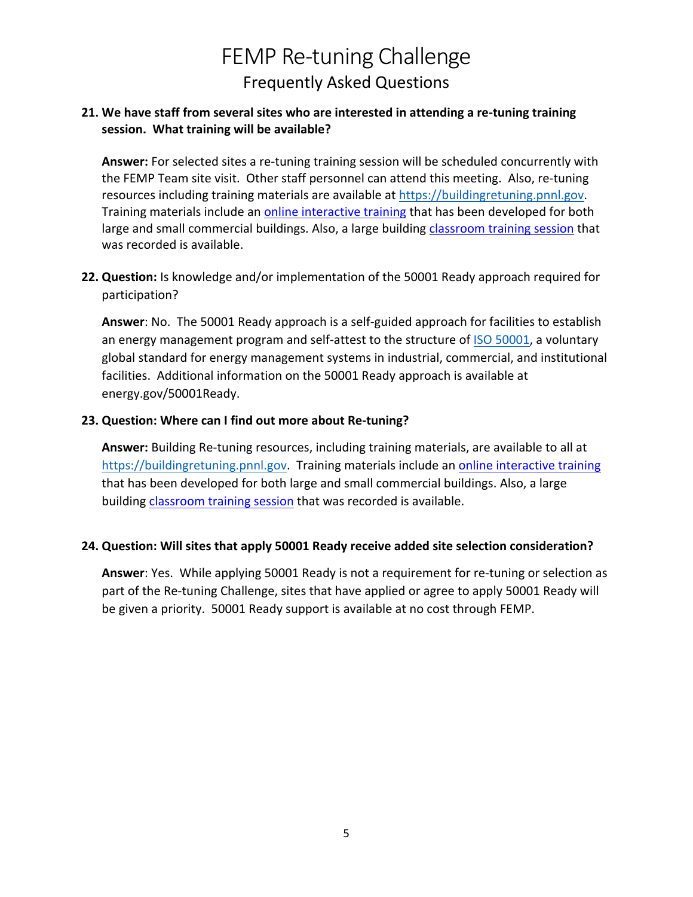# FEMP Re-tuning Challenge

## Frequently Asked Questions

**21. We have staff from several sites who are interested in attending a re-tuning training session. What training will be available?**

**Answer:** For selected sites a re-tuning training session will be scheduled concurrently with the FEMP Team site visit. Other staff personnel can attend this meeting. Also, re-tuning resources including training materials are available at https://buildingretuning.pnnl.gov. Training materials include an online interactive training that has been developed for both large and small commercial buildings. Also, a large building classroom training session that was recorded is available.

**22. Question:** Is knowledge and/or implementation of the 50001 Ready approach required for participation?

**Answer**: No. The 50001 Ready approach is a self-guided approach for facilities to establish an energy management program and self-attest to the structure of ISO 50001, a voluntary global standard for energy management systems in industrial, commercial, and institutional facilities. Additional information on the 50001 Ready approach is available at energy.gov/50001Ready.

**23. Question: Where can I find out more about Re-tuning?**

**Answer:** Building Re-tuning resources, including training materials, are available to all at https://buildingretuning.pnnl.gov. Training materials include an online interactive training that has been developed for both large and small commercial buildings. Also, a large building classroom training session that was recorded is available.

**24. Question: Will sites that apply 50001 Ready receive added site selection consideration?**

**Answer**: Yes. While applying 50001 Ready is not a requirement for re-tuning or selection as part of the Re-tuning Challenge, sites that have applied or agree to apply 50001 Ready will be given a priority. 50001 Ready support is available at no cost through FEMP.